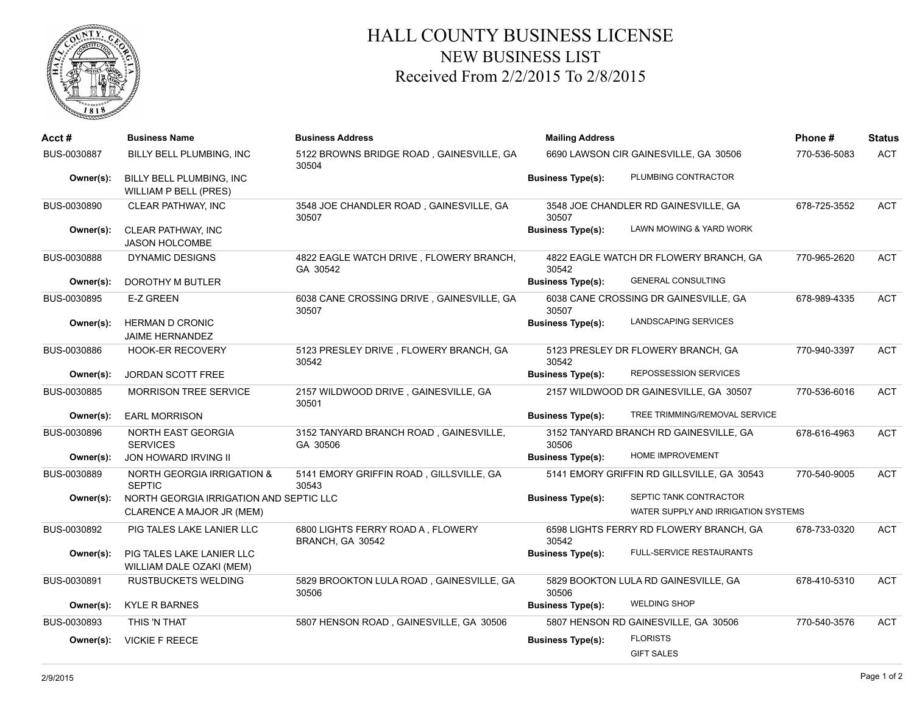# HALL COUNTY BUSINESS LICENSE

## NEW BUSINESS LIST

## Received From 2/2/2015 To 2/8/2015

| Acct # | Business Name | Business Address | Mailing Address | Phone # | Status |
|---|---|---|---|---|---|
| BUS-0030887 | BILLY BELL PLUMBING, INC | 5122 BROWNS BRIDGE ROAD , GAINESVILLE, GA 30504 | 6690 LAWSON CIR GAINESVILLE, GA 30506 | 770-536-5083 | ACT |
| **Owner(s):** | BILLY BELL PLUMBING, INC<br>WILLIAM P BELL (PRES) | | **Business Type(s):** PLUMBING CONTRACTOR | | |
| BUS-0030890 | CLEAR PATHWAY, INC | 3548 JOE CHANDLER ROAD , GAINESVILLE, GA 30507 | 3548 JOE CHANDLER RD GAINESVILLE, GA 30507 | 678-725-3552 | ACT |
| **Owner(s):** | CLEAR PATHWAY, INC<br>JASON HOLCOMBE | | **Business Type(s):** LAWN MOWING & YARD WORK | | |
| BUS-0030888 | DYNAMIC DESIGNS | 4822 EAGLE WATCH DRIVE , FLOWERY BRANCH, GA 30542 | 4822 EAGLE WATCH DR FLOWERY BRANCH, GA 30542 | 770-965-2620 | ACT |
| **Owner(s):** | DOROTHY M BUTLER | | **Business Type(s):** GENERAL CONSULTING | | |
| BUS-0030895 | E-Z GREEN | 6038 CANE CROSSING DRIVE , GAINESVILLE, GA 30507 | 6038 CANE CROSSING DR GAINESVILLE, GA 30507 | 678-989-4335 | ACT |
| **Owner(s):** | HERMAN D CRONIC<br>JAIME HERNANDEZ | | **Business Type(s):** LANDSCAPING SERVICES | | |
| BUS-0030886 | HOOK-ER RECOVERY | 5123 PRESLEY DRIVE , FLOWERY BRANCH, GA 30542 | 5123 PRESLEY DR FLOWERY BRANCH, GA 30542 | 770-940-3397 | ACT |
| **Owner(s):** | JORDAN SCOTT FREE | | **Business Type(s):** REPOSSESSION SERVICES | | |
| BUS-0030885 | MORRISON TREE SERVICE | 2157 WILDWOOD DRIVE , GAINESVILLE, GA 30501 | 2157 WILDWOOD DR GAINESVILLE, GA 30507 | 770-536-6016 | ACT |
| **Owner(s):** | EARL MORRISON | | **Business Type(s):** TREE TRIMMING/REMOVAL SERVICE | | |
| BUS-0030896 | NORTH EAST GEORGIA SERVICES | 3152 TANYARD BRANCH ROAD , GAINESVILLE, GA 30506 | 3152 TANYARD BRANCH RD GAINESVILLE, GA 30506 | 678-616-4963 | ACT |
| **Owner(s):** | JON HOWARD IRVING II | | **Business Type(s):** HOME IMPROVEMENT | | |
| BUS-0030889 | NORTH GEORGIA IRRIGATION & SEPTIC | 5141 EMORY GRIFFIN ROAD , GILLSVILLE, GA 30543 | 5141 EMORY GRIFFIN RD GILLSVILLE, GA 30543 | 770-540-9005 | ACT |
| **Owner(s):** | NORTH GEORGIA IRRIGATION AND SEPTIC LLC<br>CLARENCE A MAJOR JR (MEM) | | **Business Type(s):** SEPTIC TANK CONTRACTOR<br>WATER SUPPLY AND IRRIGATION SYSTEMS | | |
| BUS-0030892 | PIG TALES LAKE LANIER LLC | 6800 LIGHTS FERRY ROAD A , FLOWERY BRANCH, GA 30542 | 6598 LIGHTS FERRY RD FLOWERY BRANCH, GA 30542 | 678-733-0320 | ACT |
| **Owner(s):** | PIG TALES LAKE LANIER LLC<br>WILLIAM DALE OZAKI (MEM) | | **Business Type(s):** FULL-SERVICE RESTAURANTS | | |
| BUS-0030891 | RUSTBUCKETS WELDING | 5829 BROOKTON LULA ROAD , GAINESVILLE, GA 30506 | 5829 BOOKTON LULA RD GAINESVILLE, GA 30506 | 678-410-5310 | ACT |
| **Owner(s):** | KYLE R BARNES | | **Business Type(s):** WELDING SHOP | | |
| BUS-0030893 | THIS 'N THAT | 5807 HENSON ROAD , GAINESVILLE, GA 30506 | 5807 HENSON RD GAINESVILLE, GA 30506 | 770-540-3576 | ACT |
| **Owner(s):** | VICKIE F REECE | | **Business Type(s):** FLORISTS<br>GIFT SALES | | |

2/9/2015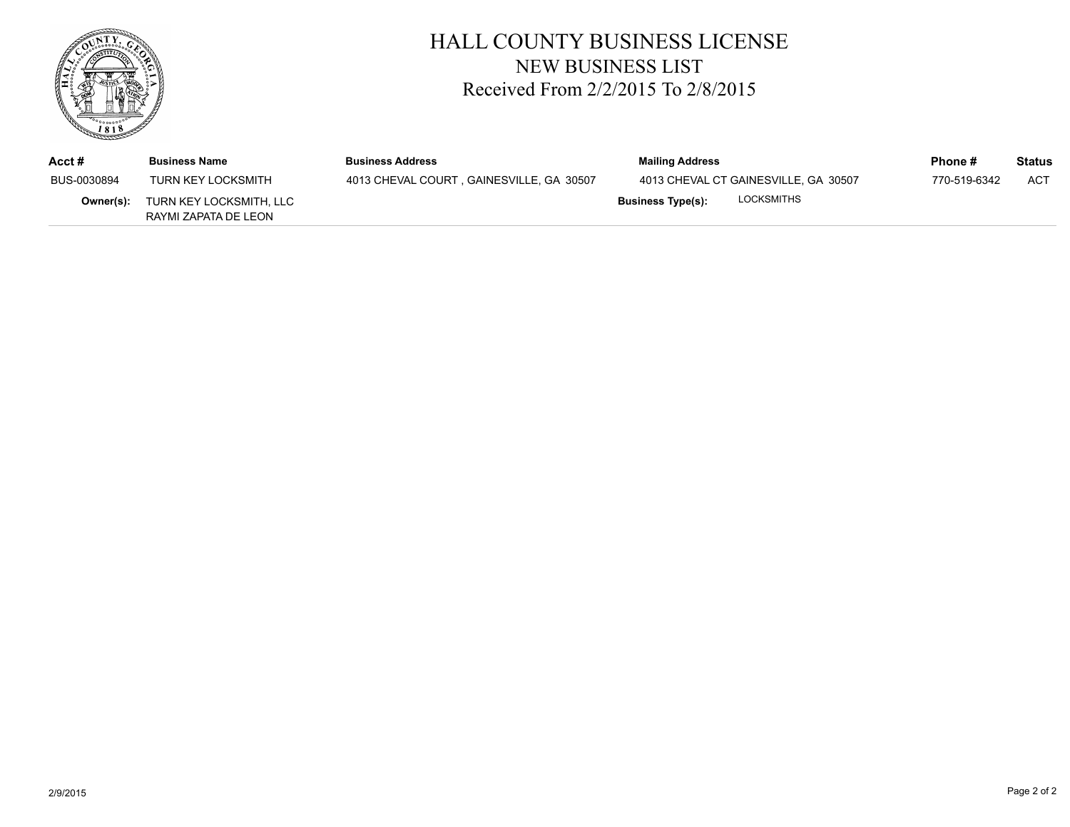# HALL COUNTY BUSINESS LICENSE

## NEW BUSINESS LIST

### Received From 2/2/2015 To 2/8/2015

| Acct # | Business Name | Business Address | Mailing Address | Phone # | Status |
| --- | --- | --- | --- | --- | --- |
| BUS-0030894 | TURN KEY LOCKSMITH | 4013 CHEVAL COURT , GAINESVILLE, GA 30507 | 4013 CHEVAL CT GAINESVILLE, GA 30507 | 770-519-6342 | ACT |
| **Owner(s):** | TURN KEY LOCKSMITH, LLC<br>RAYMI ZAPATA DE LEON | | **Business Type(s):** LOCKSMITHS | | |

2/9/2015